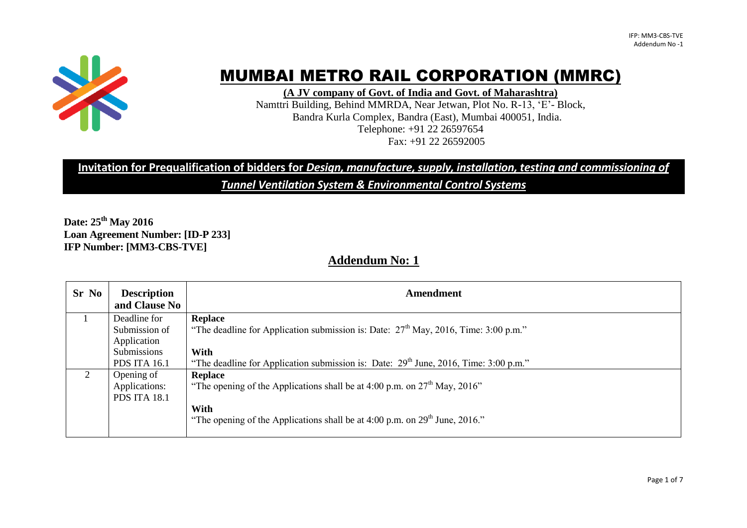# MUMBAI METRO RAIL CORPORATION (MMRC)

**(A JV company of Govt. of India and Govt. of Maharashtra)**

Namttri Building, Behind MMRDA, Near Jetwan, Plot No. R-13, 'E'- Block,
Bandra Kurla Complex, Bandra (East), Mumbai 400051, India.
Telephone: +91 22 26597654
Fax: +91 22 26592005

**Invitation for Prequalification of bidders for *Design, manufacture, supply, installation, testing and commissioning of Tunnel Ventilation System & Environmental Control Systems***

**Date: 25th May 2016**
**Loan Agreement Number: [ID-P 233]**
**IFP Number: [MM3-CBS-TVE]**

## Addendum No: 1

| Sr No | Description and Clause No | Amendment |
|---|---|---|
| 1 | Deadline for Submission of Application Submissions PDS ITA 16.1 | **Replace** "The deadline for Application submission is: Date: 27th May, 2016, Time: 3:00 p.m." **With** "The deadline for Application submission is: Date: 29th June, 2016, Time: 3:00 p.m." |
| 2 | Opening of Applications: PDS ITA 18.1 | **Replace** "The opening of the Applications shall be at 4:00 p.m. on 27th May, 2016" **With** "The opening of the Applications shall be at 4:00 p.m. on 29th June, 2016." |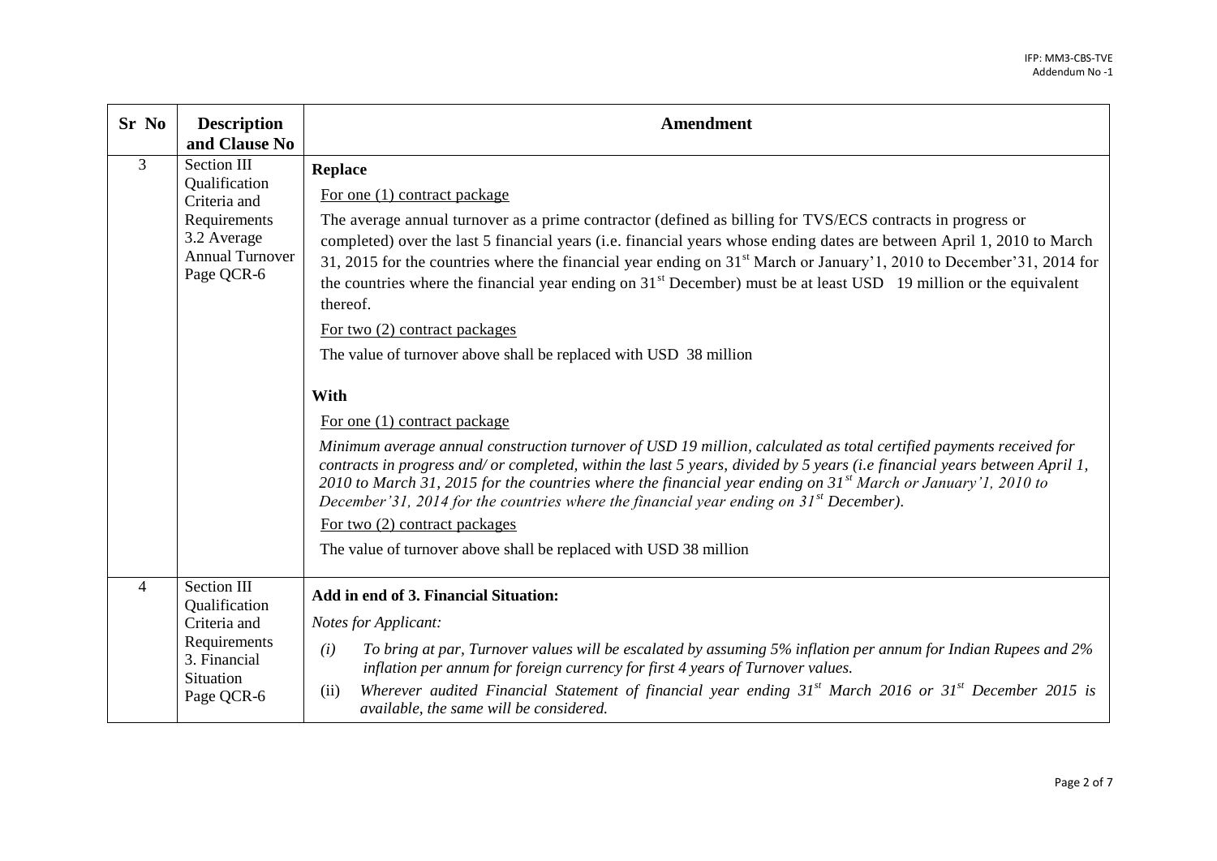| Sr No | Description and Clause No | Amendment |
|---|---|---|
| 3 | Section III Qualification Criteria and Requirements 3.2 Average Annual Turnover Page QCR-6 | **Replace**<br><br>For one (1) contract package<br><br>The average annual turnover as a prime contractor (defined as billing for TVS/ECS contracts in progress or completed) over the last 5 financial years (i.e. financial years whose ending dates are between April 1, 2010 to March 31, 2015 for the countries where the financial year ending on 31st March or January'1, 2010 to December'31, 2014 for the countries where the financial year ending on 31st December) must be at least USD 19 million or the equivalent thereof.<br><br>For two (2) contract packages<br><br>The value of turnover above shall be replaced with USD 38 million<br><br>**With**<br><br>For one (1) contract package<br><br>*Minimum average annual construction turnover of USD 19 million, calculated as total certified payments received for contracts in progress and/ or completed, within the last 5 years, divided by 5 years (i.e financial years between April 1, 2010 to March 31, 2015 for the countries where the financial year ending on 31st March or January'1, 2010 to December'31, 2014 for the countries where the financial year ending on 31st December).*<br><br>For two (2) contract packages<br><br>The value of turnover above shall be replaced with USD 38 million |
| 4 | Section III Qualification Criteria and Requirements 3. Financial Situation Page QCR-6 | **Add in end of 3. Financial Situation:**<br><br>*Notes for Applicant:*<br><br>*(i) To bring at par, Turnover values will be escalated by assuming 5% inflation per annum for Indian Rupees and 2% inflation per annum for foreign currency for first 4 years of Turnover values.*<br><br>(ii) *Wherever audited Financial Statement of financial year ending 31st March 2016 or 31st December 2015 is available, the same will be considered.* |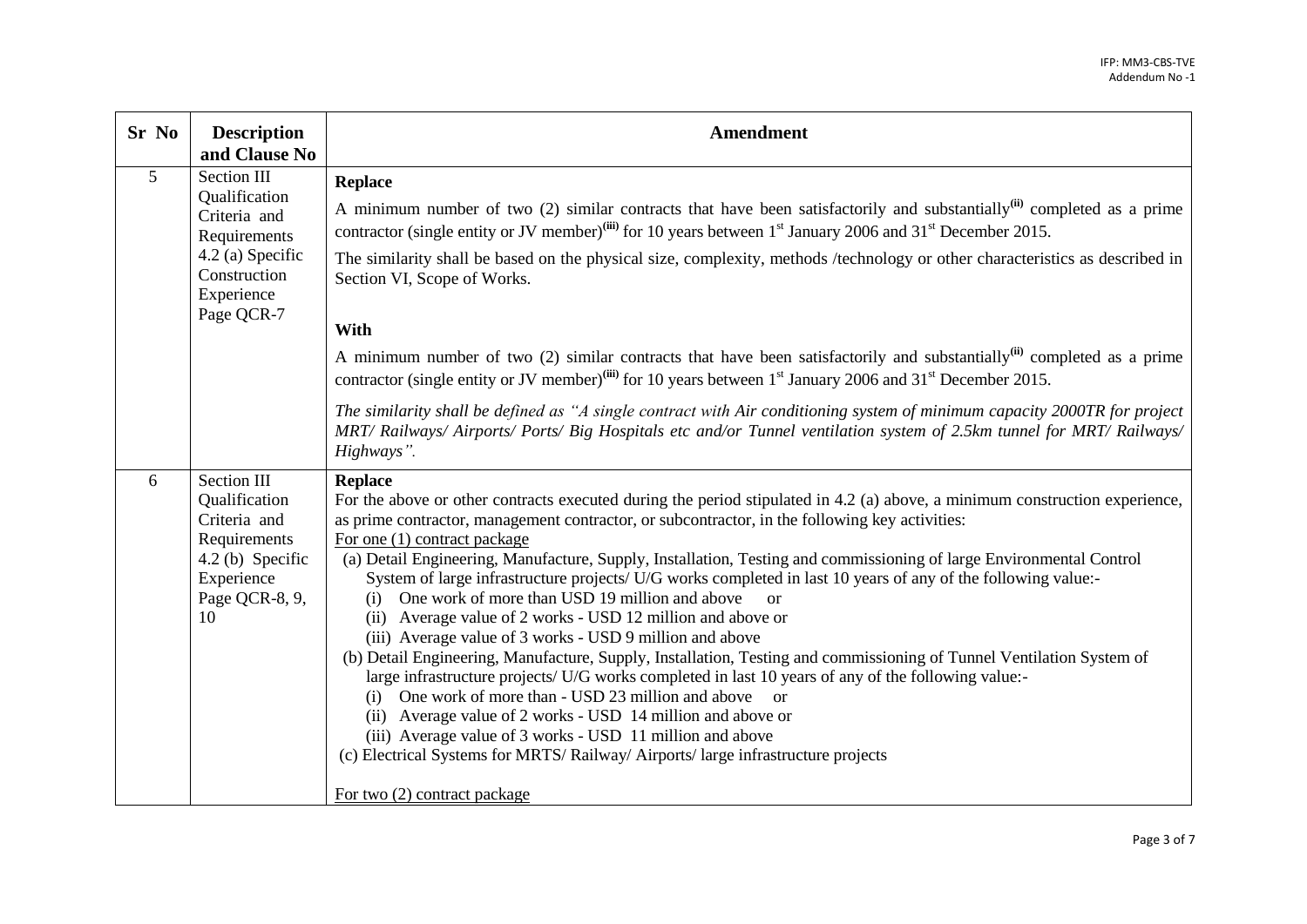| Sr No | Description and Clause No | Amendment |
|---|---|---|
| 5 | Section III Qualification Criteria and Requirements 4.2 (a) Specific Construction Experience Page QCR-7 | **Replace**<br><br>A minimum number of two (2) similar contracts that have been satisfactorily and substantially[(ii)] completed as a prime contractor (single entity or JV member)[(iii)] for 10 years between 1st January 2006 and 31st December 2015.<br><br>The similarity shall be based on the physical size, complexity, methods /technology or other characteristics as described in Section VI, Scope of Works.<br><br>**With**<br><br>A minimum number of two (2) similar contracts that have been satisfactorily and substantially[(ii)] completed as a prime contractor (single entity or JV member)[(iii)] for 10 years between 1st January 2006 and 31st December 2015.<br><br>*The similarity shall be defined as "A single contract with Air conditioning system of minimum capacity 2000TR for project MRT/ Railways/ Airports/ Ports/ Big Hospitals etc and/or Tunnel ventilation system of 2.5km tunnel for MRT/ Railways/ Highways".* |
| 6 | Section III Qualification Criteria and Requirements 4.2 (b) Specific Experience Page QCR-8, 9, 10 | **Replace**<br>For the above or other contracts executed during the period stipulated in 4.2 (a) above, a minimum construction experience, as prime contractor, management contractor, or subcontractor, in the following key activities:<br>For one (1) contract package<br>(a) Detail Engineering, Manufacture, Supply, Installation, Testing and commissioning of large Environmental Control System of large infrastructure projects/ U/G works completed in last 10 years of any of the following value:-<br>(i) One work of more than USD 19 million and above or<br>(ii) Average value of 2 works - USD 12 million and above or<br>(iii) Average value of 3 works - USD 9 million and above<br>(b) Detail Engineering, Manufacture, Supply, Installation, Testing and commissioning of Tunnel Ventilation System of large infrastructure projects/ U/G works completed in last 10 years of any of the following value:-<br>(i) One work of more than - USD 23 million and above or<br>(ii) Average value of 2 works - USD 14 million and above or<br>(iii) Average value of 3 works - USD 11 million and above<br>(c) Electrical Systems for MRTS/ Railway/ Airports/ large infrastructure projects<br><br>For two (2) contract package |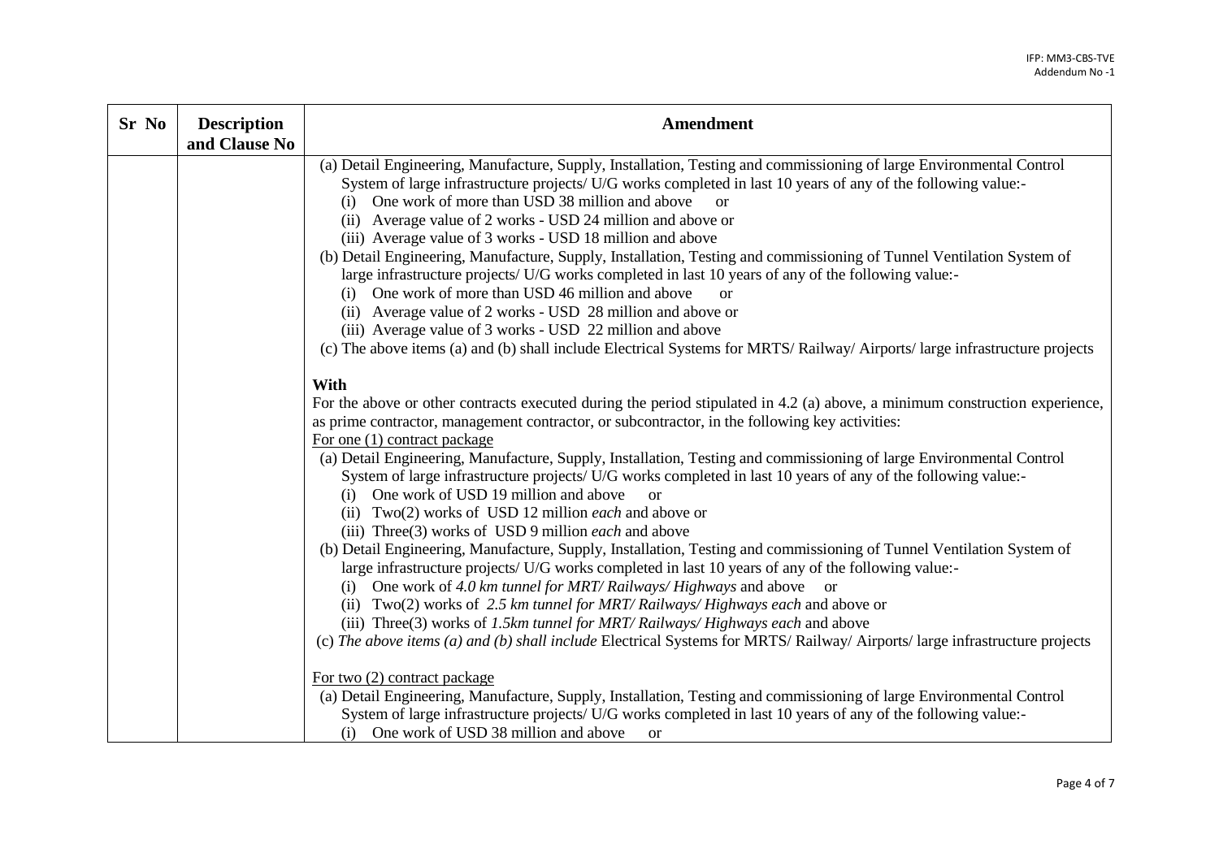| Sr No | Description and Clause No | Amendment |
|---|---|---|
| | | (a) Detail Engineering, Manufacture, Supply, Installation, Testing and commissioning of large Environmental Control System of large infrastructure projects/ U/G works completed in last 10 years of any of the following value:-<br>(i) One work of more than USD 38 million and above or<br>(ii) Average value of 2 works - USD 24 million and above or<br>(iii) Average value of 3 works - USD 18 million and above<br>(b) Detail Engineering, Manufacture, Supply, Installation, Testing and commissioning of Tunnel Ventilation System of large infrastructure projects/ U/G works completed in last 10 years of any of the following value:-<br>(i) One work of more than USD 46 million and above or<br>(ii) Average value of 2 works - USD 28 million and above or<br>(iii) Average value of 3 works - USD 22 million and above<br>(c) The above items (a) and (b) shall include Electrical Systems for MRTS/ Railway/ Airports/ large infrastructure projects<br><br>**With**<br>For the above or other contracts executed during the period stipulated in 4.2 (a) above, a minimum construction experience, as prime contractor, management contractor, or subcontractor, in the following key activities:<br><u>For one (1) contract package</u><br>(a) Detail Engineering, Manufacture, Supply, Installation, Testing and commissioning of large Environmental Control System of large infrastructure projects/ U/G works completed in last 10 years of any of the following value:-<br>(i) One work of USD 19 million and above or<br>(ii) Two(2) works of USD 12 million *each* and above or<br>(iii) Three(3) works of USD 9 million *each* and above<br>(b) Detail Engineering, Manufacture, Supply, Installation, Testing and commissioning of Tunnel Ventilation System of large infrastructure projects/ U/G works completed in last 10 years of any of the following value:-<br>(i) One work of *4.0 km tunnel for MRT/ Railways/ Highways* and above or<br>(ii) Two(2) works of *2.5 km tunnel for MRT/ Railways/ Highways each* and above or<br>(iii) Three(3) works of *1.5km tunnel for MRT/ Railways/ Highways each* and above<br>(c) *The above items (a) and (b) shall include* Electrical Systems for MRTS/ Railway/ Airports/ large infrastructure projects<br><br><u>For two (2) contract package</u><br>(a) Detail Engineering, Manufacture, Supply, Installation, Testing and commissioning of large Environmental Control System of large infrastructure projects/ U/G works completed in last 10 years of any of the following value:-<br>(i) One work of USD 38 million and above or |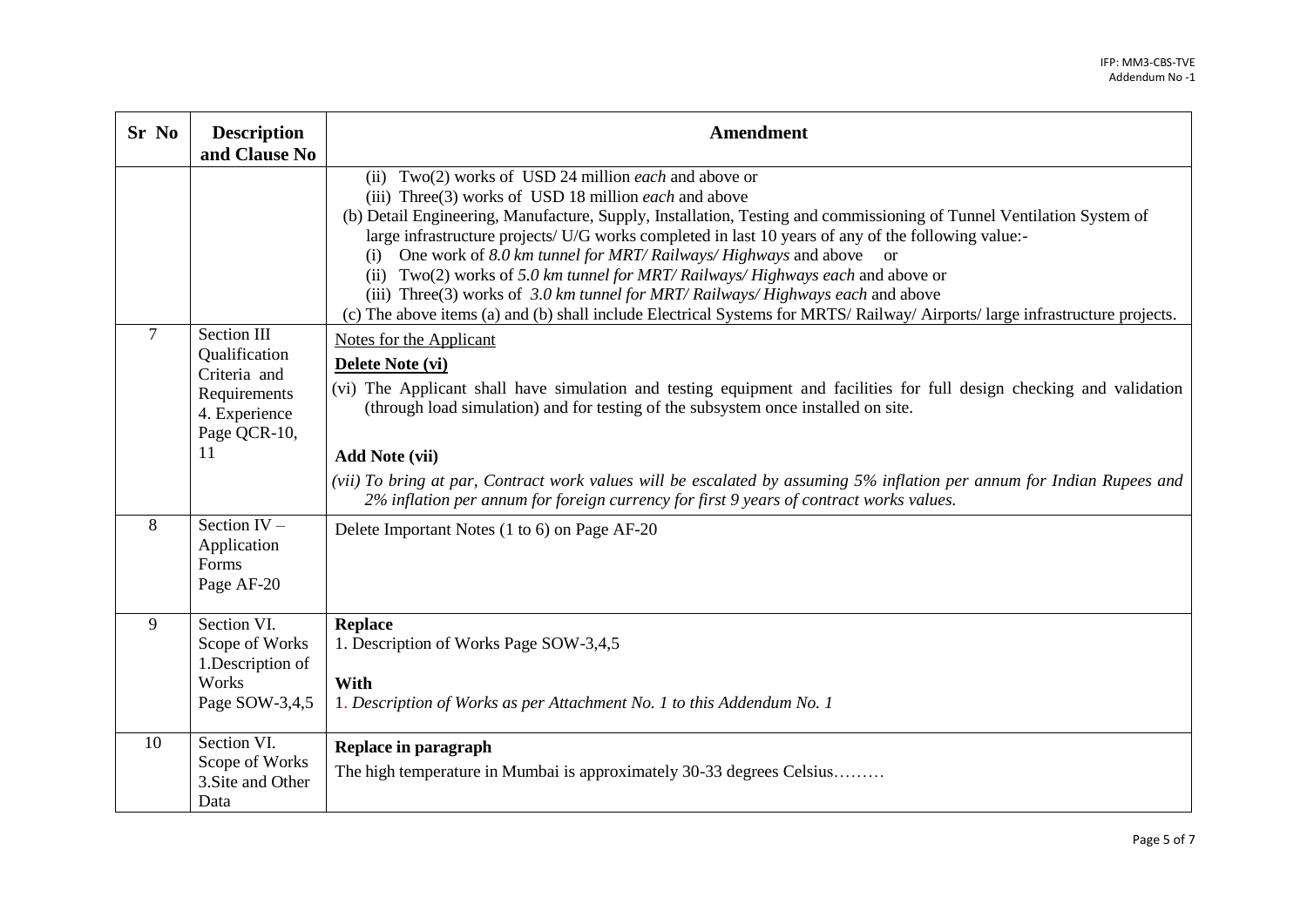| Sr No | Description and Clause No | Amendment |
|---|---|---|
| | | (ii) Two(2) works of USD 24 million *each* and above or<br>(iii) Three(3) works of USD 18 million *each* and above<br>(b) Detail Engineering, Manufacture, Supply, Installation, Testing and commissioning of Tunnel Ventilation System of large infrastructure projects/ U/G works completed in last 10 years of any of the following value:-<br>(i) One work of *8.0 km tunnel for MRT/ Railways/ Highways* and above or<br>(ii) Two(2) works of *5.0 km tunnel for MRT/ Railways/ Highways each* and above or<br>(iii) Three(3) works of *3.0 km tunnel for MRT/ Railways/ Highways each* and above<br>(c) The above items (a) and (b) shall include Electrical Systems for MRTS/ Railway/ Airports/ large infrastructure projects. |
| 7 | Section III Qualification Criteria and Requirements 4. Experience Page QCR-10, 11 | Notes for the Applicant<br>**Delete Note (vi)**<br>(vi) The Applicant shall have simulation and testing equipment and facilities for full design checking and validation (through load simulation) and for testing of the subsystem once installed on site.<br><br>**Add Note (vii)**<br>*(vii) To bring at par, Contract work values will be escalated by assuming 5% inflation per annum for Indian Rupees and 2% inflation per annum for foreign currency for first 9 years of contract works values.* |
| 8 | Section IV – Application Forms Page AF-20 | Delete Important Notes (1 to 6) on Page AF-20 |
| 9 | Section VI. Scope of Works 1.Description of Works Page SOW-3,4,5 | **Replace**<br>1. Description of Works Page SOW-3,4,5<br><br>**With**<br>1. *Description of Works as per Attachment No. 1 to this Addendum No. 1* |
| 10 | Section VI. Scope of Works 3.Site and Other Data | **Replace in paragraph**<br>The high temperature in Mumbai is approximately 30-33 degrees Celsius……… |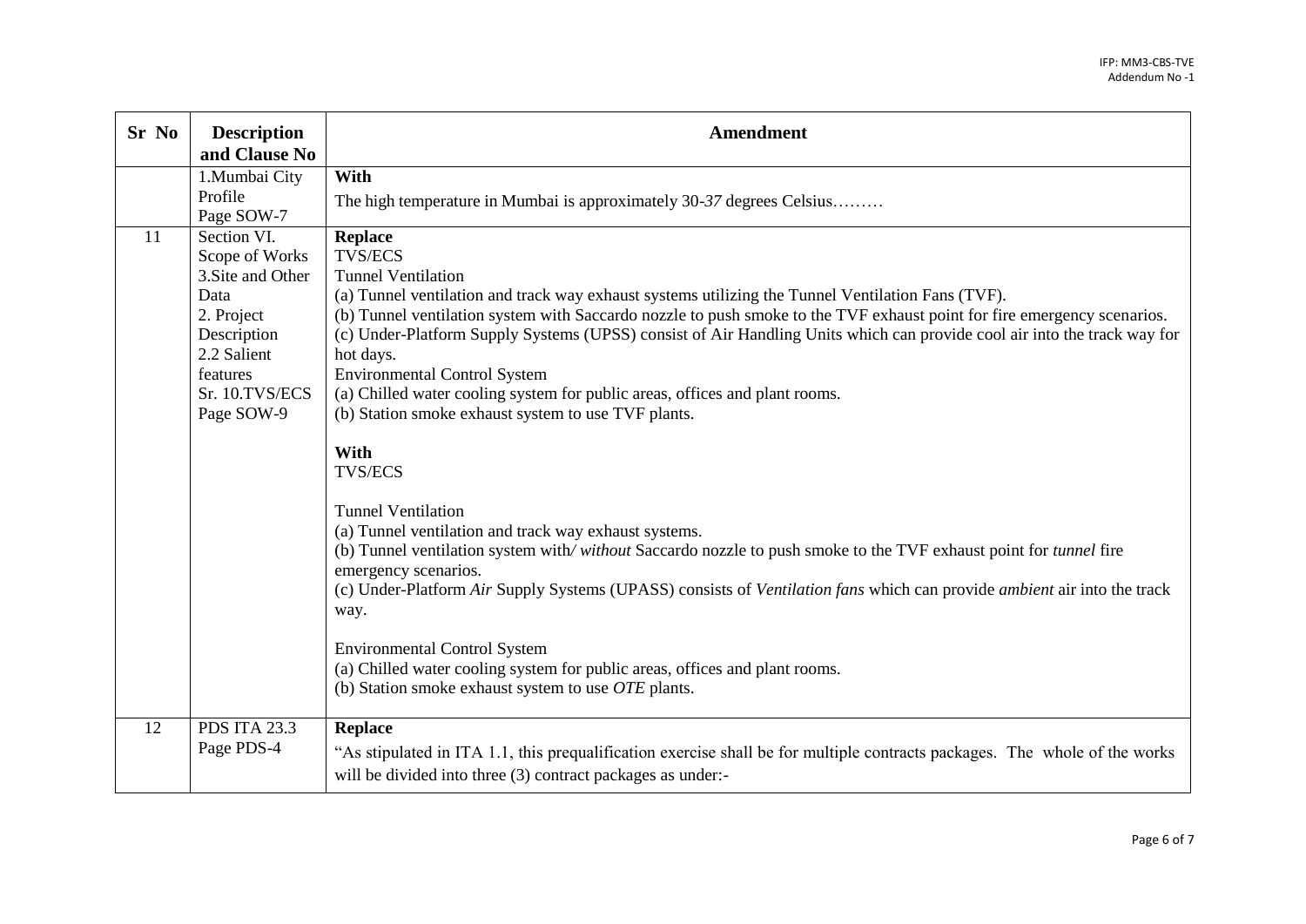| Sr No | Description and Clause No | Amendment |
|---|---|---|
| | 1.Mumbai City Profile Page SOW-7 | **With**<br>The high temperature in Mumbai is approximately 30-*37* degrees Celsius……… |
| 11 | Section VI. Scope of Works 3.Site and Other Data 2. Project Description 2.2 Salient features Sr. 10.TVS/ECS Page SOW-9 | **Replace**<br>TVS/ECS<br>Tunnel Ventilation<br>(a) Tunnel ventilation and track way exhaust systems utilizing the Tunnel Ventilation Fans (TVF).<br>(b) Tunnel ventilation system with Saccardo nozzle to push smoke to the TVF exhaust point for fire emergency scenarios.<br>(c) Under-Platform Supply Systems (UPSS) consist of Air Handling Units which can provide cool air into the track way for hot days.<br>Environmental Control System<br>(a) Chilled water cooling system for public areas, offices and plant rooms.<br>(b) Station smoke exhaust system to use TVF plants.<br><br>**With**<br>TVS/ECS<br><br>Tunnel Ventilation<br>(a) Tunnel ventilation and track way exhaust systems.<br>(b) Tunnel ventilation system with*/ without* Saccardo nozzle to push smoke to the TVF exhaust point for *tunnel* fire emergency scenarios.<br>(c) Under-Platform *Air* Supply Systems (UPASS) consists of *Ventilation fans* which can provide *ambient* air into the track way.<br><br>Environmental Control System<br>(a) Chilled water cooling system for public areas, offices and plant rooms.<br>(b) Station smoke exhaust system to use *OTE* plants. |
| 12 | PDS ITA 23.3 Page PDS-4 | **Replace**<br>"As stipulated in ITA 1.1, this prequalification exercise shall be for multiple contracts packages. The whole of the works will be divided into three (3) contract packages as under:- |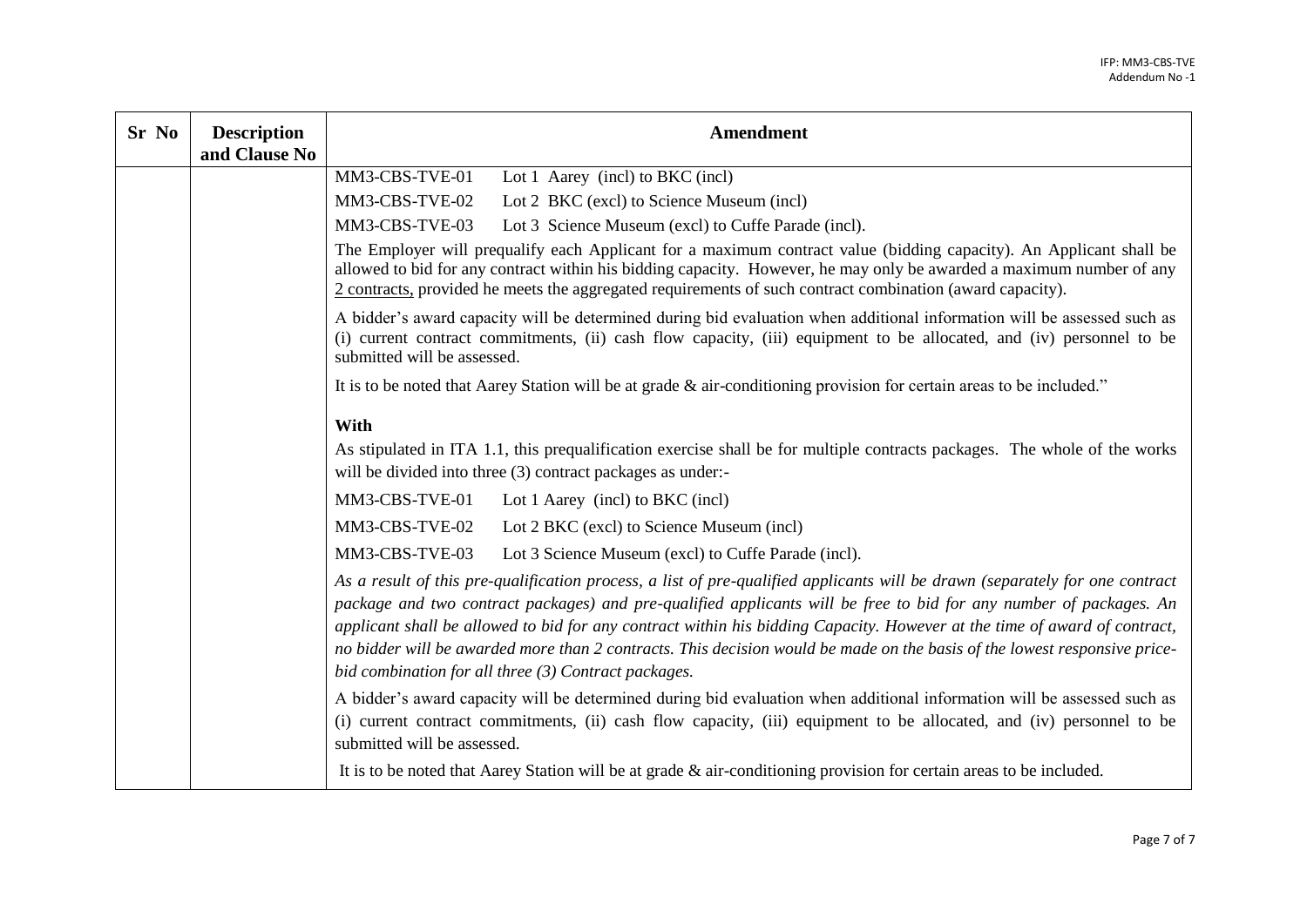| Sr No | Description and Clause No | Amendment |
| --- | --- | --- |
| | | MM3-CBS-TVE-01 Lot 1 Aarey (incl) to BKC (incl)<br>MM3-CBS-TVE-02 Lot 2 BKC (excl) to Science Museum (incl)<br>MM3-CBS-TVE-03 Lot 3 Science Museum (excl) to Cuffe Parade (incl).<br>The Employer will prequalify each Applicant for a maximum contract value (bidding capacity). An Applicant shall be allowed to bid for any contract within his bidding capacity. However, he may only be awarded a maximum number of any <u>2 contracts,</u> provided he meets the aggregated requirements of such contract combination (award capacity).<br>A bidder's award capacity will be determined during bid evaluation when additional information will be assessed such as (i) current contract commitments, (ii) cash flow capacity, (iii) equipment to be allocated, and (iv) personnel to be submitted will be assessed.<br>It is to be noted that Aarey Station will be at grade & air-conditioning provision for certain areas to be included."<br>**With**<br>As stipulated in ITA 1.1, this prequalification exercise shall be for multiple contracts packages. The whole of the works will be divided into three (3) contract packages as under:-<br>MM3-CBS-TVE-01 Lot 1 Aarey (incl) to BKC (incl)<br>MM3-CBS-TVE-02 Lot 2 BKC (excl) to Science Museum (incl)<br>MM3-CBS-TVE-03 Lot 3 Science Museum (excl) to Cuffe Parade (incl).<br>*As a result of this pre-qualification process, a list of pre-qualified applicants will be drawn (separately for one contract package and two contract packages) and pre-qualified applicants will be free to bid for any number of packages. An applicant shall be allowed to bid for any contract within his bidding Capacity. However at the time of award of contract, no bidder will be awarded more than 2 contracts. This decision would be made on the basis of the lowest responsive price-bid combination for all three (3) Contract packages.*<br>A bidder's award capacity will be determined during bid evaluation when additional information will be assessed such as (i) current contract commitments, (ii) cash flow capacity, (iii) equipment to be allocated, and (iv) personnel to be submitted will be assessed.<br>It is to be noted that Aarey Station will be at grade & air-conditioning provision for certain areas to be included. |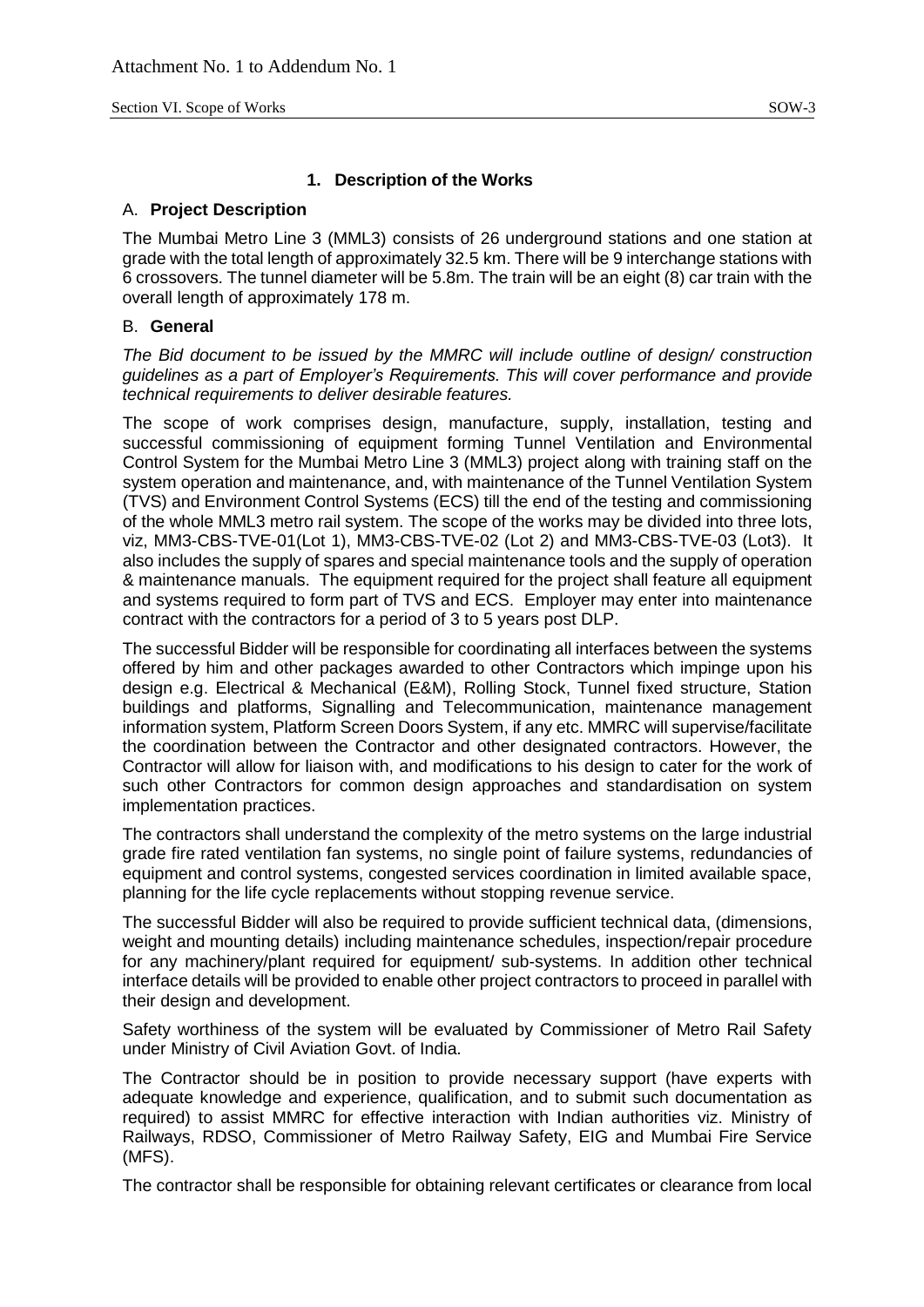Attachment No. 1 to Addendum No. 1

## 1. Description of the Works

### A. Project Description

The Mumbai Metro Line 3 (MML3) consists of 26 underground stations and one station at grade with the total length of approximately 32.5 km. There will be 9 interchange stations with 6 crossovers. The tunnel diameter will be 5.8m. The train will be an eight (8) car train with the overall length of approximately 178 m.

### B. General

*The Bid document to be issued by the MMRC will include outline of design/ construction guidelines as a part of Employer's Requirements. This will cover performance and provide technical requirements to deliver desirable features.*

The scope of work comprises design, manufacture, supply, installation, testing and successful commissioning of equipment forming Tunnel Ventilation and Environmental Control System for the Mumbai Metro Line 3 (MML3) project along with training staff on the system operation and maintenance, and, with maintenance of the Tunnel Ventilation System (TVS) and Environment Control Systems (ECS) till the end of the testing and commissioning of the whole MML3 metro rail system. The scope of the works may be divided into three lots, viz, MM3-CBS-TVE-01(Lot 1), MM3-CBS-TVE-02 (Lot 2) and MM3-CBS-TVE-03 (Lot3). It also includes the supply of spares and special maintenance tools and the supply of operation & maintenance manuals. The equipment required for the project shall feature all equipment and systems required to form part of TVS and ECS. Employer may enter into maintenance contract with the contractors for a period of 3 to 5 years post DLP.

The successful Bidder will be responsible for coordinating all interfaces between the systems offered by him and other packages awarded to other Contractors which impinge upon his design e.g. Electrical & Mechanical (E&M), Rolling Stock, Tunnel fixed structure, Station buildings and platforms, Signalling and Telecommunication, maintenance management information system, Platform Screen Doors System, if any etc. MMRC will supervise/facilitate the coordination between the Contractor and other designated contractors. However, the Contractor will allow for liaison with, and modifications to his design to cater for the work of such other Contractors for common design approaches and standardisation on system implementation practices.

The contractors shall understand the complexity of the metro systems on the large industrial grade fire rated ventilation fan systems, no single point of failure systems, redundancies of equipment and control systems, congested services coordination in limited available space, planning for the life cycle replacements without stopping revenue service.

The successful Bidder will also be required to provide sufficient technical data, (dimensions, weight and mounting details) including maintenance schedules, inspection/repair procedure for any machinery/plant required for equipment/ sub-systems. In addition other technical interface details will be provided to enable other project contractors to proceed in parallel with their design and development.

Safety worthiness of the system will be evaluated by Commissioner of Metro Rail Safety under Ministry of Civil Aviation Govt. of India.

The Contractor should be in position to provide necessary support (have experts with adequate knowledge and experience, qualification, and to submit such documentation as required) to assist MMRC for effective interaction with Indian authorities viz. Ministry of Railways, RDSO, Commissioner of Metro Railway Safety, EIG and Mumbai Fire Service (MFS).

The contractor shall be responsible for obtaining relevant certificates or clearance from local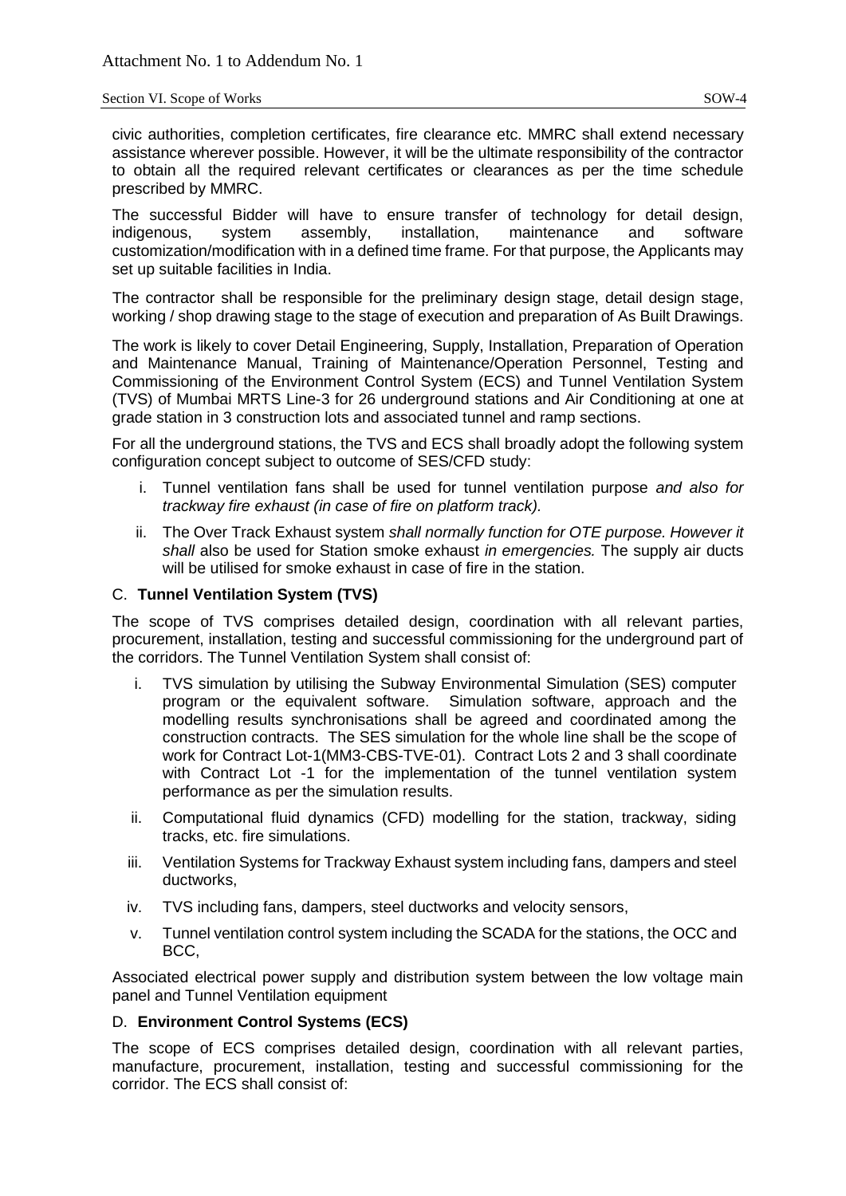civic authorities, completion certificates, fire clearance etc. MMRC shall extend necessary assistance wherever possible. However, it will be the ultimate responsibility of the contractor to obtain all the required relevant certificates or clearances as per the time schedule prescribed by MMRC.

The successful Bidder will have to ensure transfer of technology for detail design, indigenous, system assembly, installation, maintenance and software customization/modification with in a defined time frame. For that purpose, the Applicants may set up suitable facilities in India.

The contractor shall be responsible for the preliminary design stage, detail design stage, working / shop drawing stage to the stage of execution and preparation of As Built Drawings.

The work is likely to cover Detail Engineering, Supply, Installation, Preparation of Operation and Maintenance Manual, Training of Maintenance/Operation Personnel, Testing and Commissioning of the Environment Control System (ECS) and Tunnel Ventilation System (TVS) of Mumbai MRTS Line-3 for 26 underground stations and Air Conditioning at one at grade station in 3 construction lots and associated tunnel and ramp sections.

For all the underground stations, the TVS and ECS shall broadly adopt the following system configuration concept subject to outcome of SES/CFD study:

i. Tunnel ventilation fans shall be used for tunnel ventilation purpose *and also for trackway fire exhaust (in case of fire on platform track).*

ii. The Over Track Exhaust system *shall normally function for OTE purpose. However it shall* also be used for Station smoke exhaust *in emergencies.* The supply air ducts will be utilised for smoke exhaust in case of fire in the station.

## C. **Tunnel Ventilation System (TVS)**

The scope of TVS comprises detailed design, coordination with all relevant parties, procurement, installation, testing and successful commissioning for the underground part of the corridors. The Tunnel Ventilation System shall consist of:

i. TVS simulation by utilising the Subway Environmental Simulation (SES) computer program or the equivalent software. Simulation software, approach and the modelling results synchronisations shall be agreed and coordinated among the construction contracts. The SES simulation for the whole line shall be the scope of work for Contract Lot-1(MM3-CBS-TVE-01). Contract Lots 2 and 3 shall coordinate with Contract Lot -1 for the implementation of the tunnel ventilation system performance as per the simulation results.

ii. Computational fluid dynamics (CFD) modelling for the station, trackway, siding tracks, etc. fire simulations.

iii. Ventilation Systems for Trackway Exhaust system including fans, dampers and steel ductworks,

iv. TVS including fans, dampers, steel ductworks and velocity sensors,

v. Tunnel ventilation control system including the SCADA for the stations, the OCC and BCC,

Associated electrical power supply and distribution system between the low voltage main panel and Tunnel Ventilation equipment

## D. **Environment Control Systems (ECS)**

The scope of ECS comprises detailed design, coordination with all relevant parties, manufacture, procurement, installation, testing and successful commissioning for the corridor. The ECS shall consist of: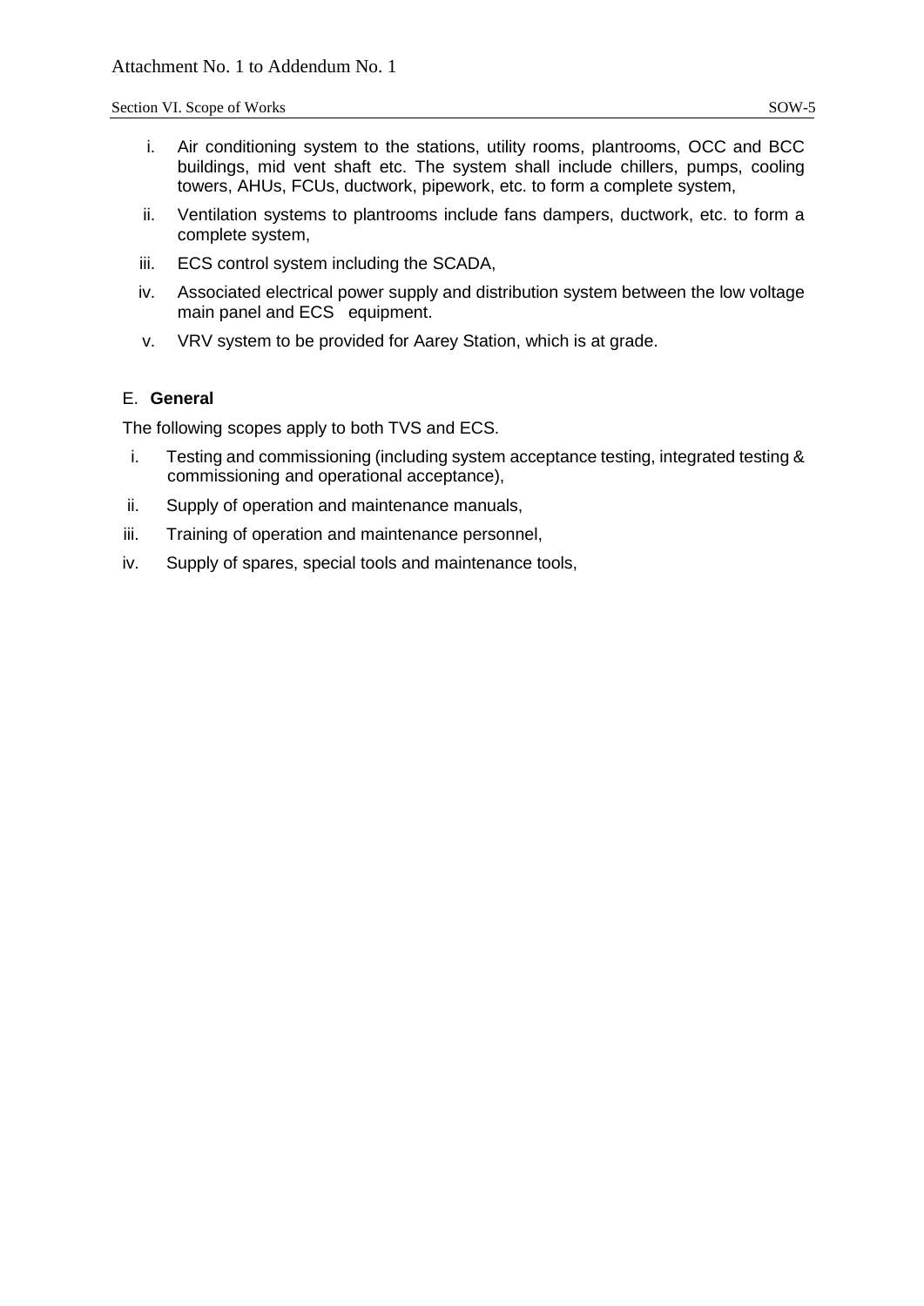i. Air conditioning system to the stations, utility rooms, plantrooms, OCC and BCC buildings, mid vent shaft etc. The system shall include chillers, pumps, cooling towers, AHUs, FCUs, ductwork, pipework, etc. to form a complete system,

ii. Ventilation systems to plantrooms include fans dampers, ductwork, etc. to form a complete system,

iii. ECS control system including the SCADA,

iv. Associated electrical power supply and distribution system between the low voltage main panel and ECS equipment.

v. VRV system to be provided for Aarey Station, which is at grade.

E. **General**

The following scopes apply to both TVS and ECS.

i. Testing and commissioning (including system acceptance testing, integrated testing & commissioning and operational acceptance),

ii. Supply of operation and maintenance manuals,

iii. Training of operation and maintenance personnel,

iv. Supply of spares, special tools and maintenance tools,